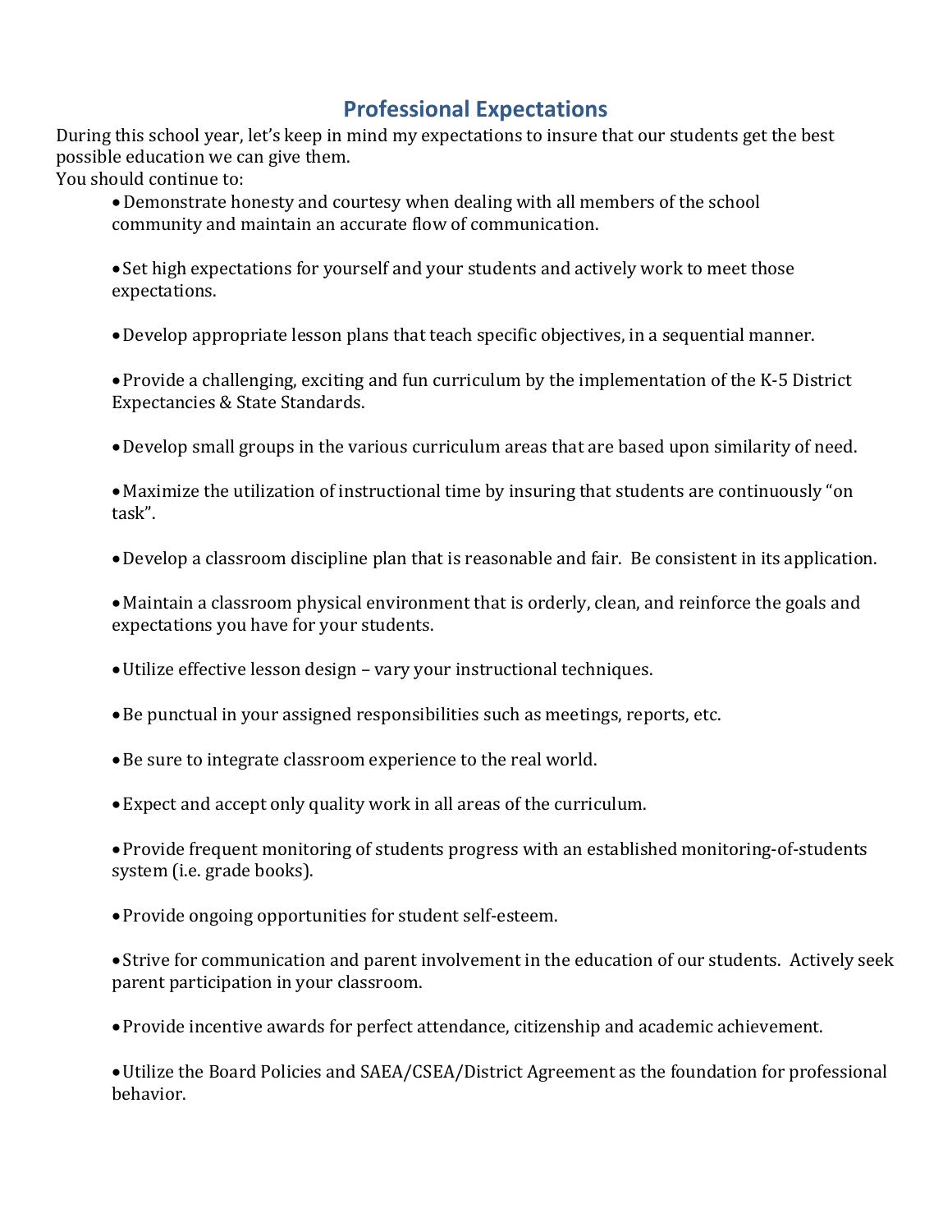# Professional Expectations

During this school year, let's keep in mind my expectations to insure that our students get the best possible education we can give them.

You should continue to:

- Demonstrate honesty and courtesy when dealing with all members of the school community and maintain an accurate flow of communication.
- Set high expectations for yourself and your students and actively work to meet those expectations.
- Develop appropriate lesson plans that teach specific objectives, in a sequential manner.
- Provide a challenging, exciting and fun curriculum by the implementation of the K-5 District Expectancies & State Standards.
- Develop small groups in the various curriculum areas that are based upon similarity of need.
- Maximize the utilization of instructional time by insuring that students are continuously "on task".
- Develop a classroom discipline plan that is reasonable and fair. Be consistent in its application.
- Maintain a classroom physical environment that is orderly, clean, and reinforce the goals and expectations you have for your students.
- Utilize effective lesson design – vary your instructional techniques.
- Be punctual in your assigned responsibilities such as meetings, reports, etc.
- Be sure to integrate classroom experience to the real world.
- Expect and accept only quality work in all areas of the curriculum.
- Provide frequent monitoring of students progress with an established monitoring-of-students system (i.e. grade books).
- Provide ongoing opportunities for student self-esteem.
- Strive for communication and parent involvement in the education of our students. Actively seek parent participation in your classroom.
- Provide incentive awards for perfect attendance, citizenship and academic achievement.
- Utilize the Board Policies and SAEA/CSEA/District Agreement as the foundation for professional behavior.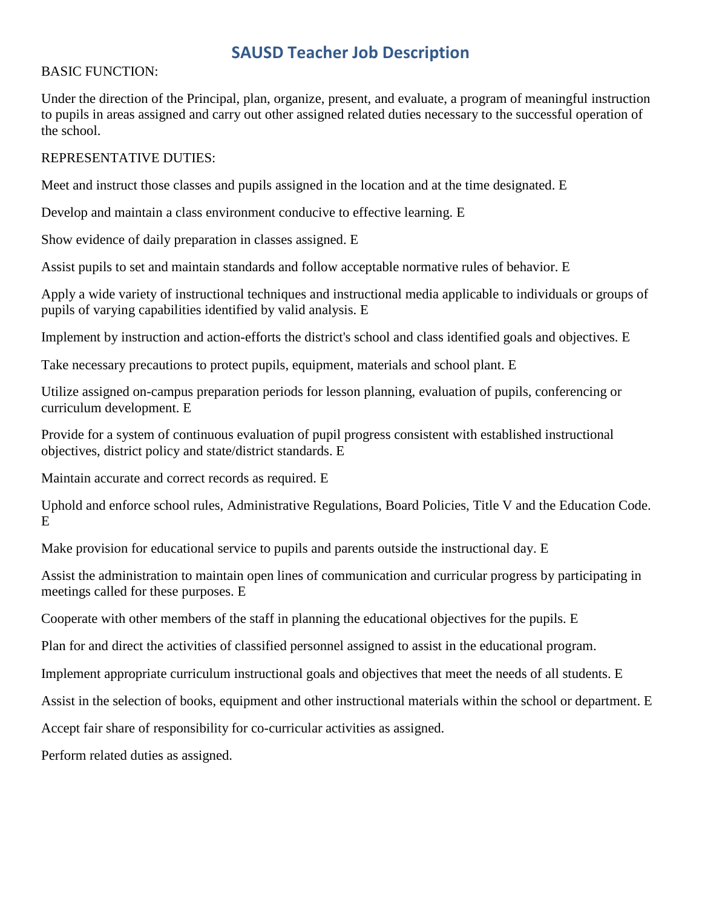# SAUSD Teacher Job Description

BASIC FUNCTION:

Under the direction of the Principal, plan, organize, present, and evaluate, a program of meaningful instruction to pupils in areas assigned and carry out other assigned related duties necessary to the successful operation of the school.

REPRESENTATIVE DUTIES:

Meet and instruct those classes and pupils assigned in the location and at the time designated. E

Develop and maintain a class environment conducive to effective learning. E

Show evidence of daily preparation in classes assigned. E

Assist pupils to set and maintain standards and follow acceptable normative rules of behavior. E

Apply a wide variety of instructional techniques and instructional media applicable to individuals or groups of pupils of varying capabilities identified by valid analysis. E

Implement by instruction and action-efforts the district's school and class identified goals and objectives. E

Take necessary precautions to protect pupils, equipment, materials and school plant. E

Utilize assigned on-campus preparation periods for lesson planning, evaluation of pupils, conferencing or curriculum development. E

Provide for a system of continuous evaluation of pupil progress consistent with established instructional objectives, district policy and state/district standards. E

Maintain accurate and correct records as required. E

Uphold and enforce school rules, Administrative Regulations, Board Policies, Title V and the Education Code. E

Make provision for educational service to pupils and parents outside the instructional day. E

Assist the administration to maintain open lines of communication and curricular progress by participating in meetings called for these purposes. E

Cooperate with other members of the staff in planning the educational objectives for the pupils. E

Plan for and direct the activities of classified personnel assigned to assist in the educational program.

Implement appropriate curriculum instructional goals and objectives that meet the needs of all students. E

Assist in the selection of books, equipment and other instructional materials within the school or department. E

Accept fair share of responsibility for co-curricular activities as assigned.

Perform related duties as assigned.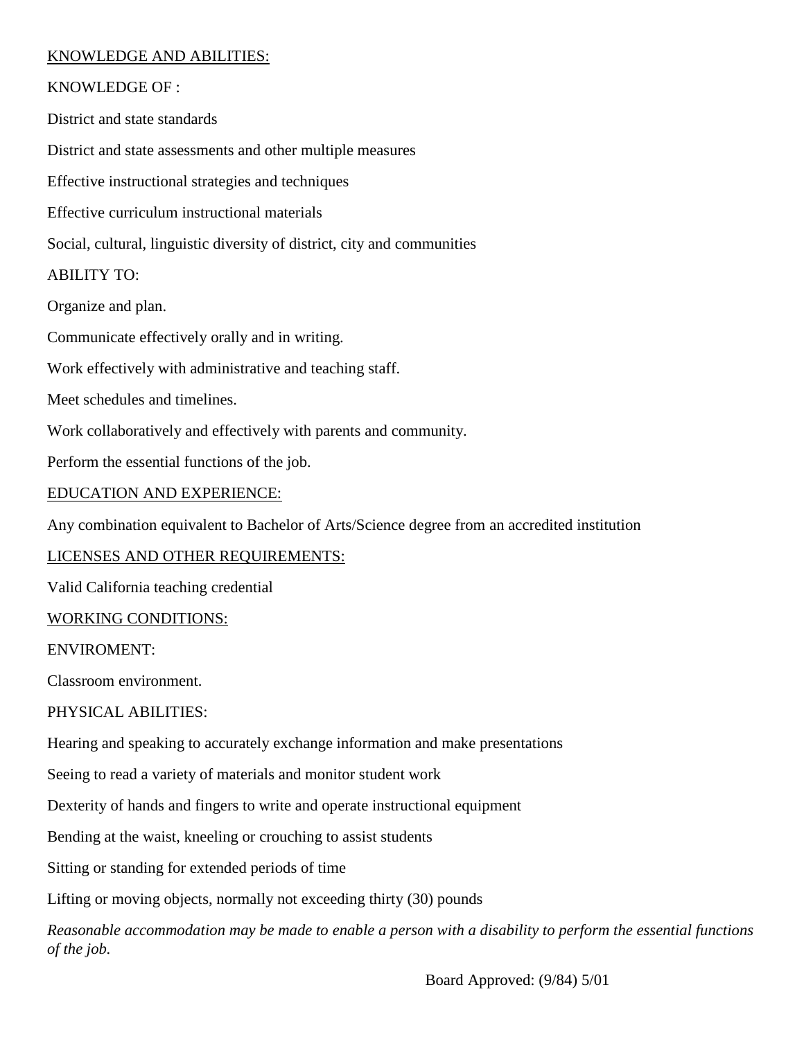<u>KNOWLEDGE AND ABILITIES:</u>

KNOWLEDGE OF :

District and state standards

District and state assessments and other multiple measures

Effective instructional strategies and techniques

Effective curriculum instructional materials

Social, cultural, linguistic diversity of district, city and communities

ABILITY TO:

Organize and plan.

Communicate effectively orally and in writing.

Work effectively with administrative and teaching staff.

Meet schedules and timelines.

Work collaboratively and effectively with parents and community.

Perform the essential functions of the job.

<u>EDUCATION AND EXPERIENCE:</u>

Any combination equivalent to Bachelor of Arts/Science degree from an accredited institution

<u>LICENSES AND OTHER REQUIREMENTS:</u>

Valid California teaching credential

<u>WORKING CONDITIONS:</u>

ENVIROMENT:

Classroom environment.

PHYSICAL ABILITIES:

Hearing and speaking to accurately exchange information and make presentations

Seeing to read a variety of materials and monitor student work

Dexterity of hands and fingers to write and operate instructional equipment

Bending at the waist, kneeling or crouching to assist students

Sitting or standing for extended periods of time

Lifting or moving objects, normally not exceeding thirty (30) pounds

*Reasonable accommodation may be made to enable a person with a disability to perform the essential functions of the job.*

Board Approved: (9/84) 5/01